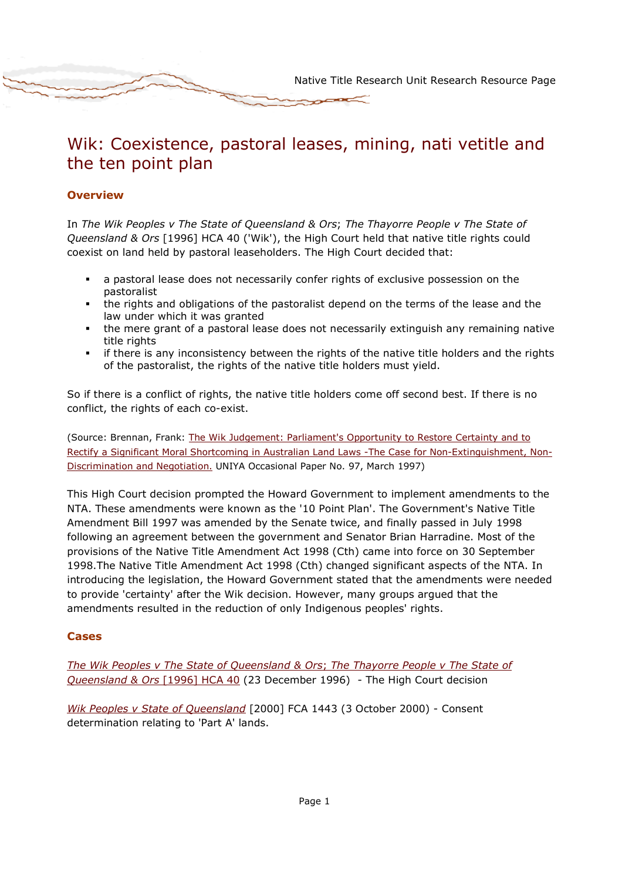# Wik: Coexistence, pastoral leases, mining, nati vetitle and the ten point plan

## Overview

In *The Wik Peoples v The State of Queensland & Ors*; *The Thayorre People v The State of Queensland & Ors* [1996] HCA 40 ('Wik'), the High Court held that native title rights could coexist on land held by pastoral leaseholders. The High Court decided that:

- a pastoral lease does not necessarily confer rights of exclusive possession on the pastoralist
- the rights and obligations of the pastoralist depend on the terms of the lease and the law under which it was granted
- the mere grant of a pastoral lease does not necessarily extinguish any remaining native title rights
- if there is any inconsistency between the rights of the native title holders and the rights of the pastoralist, the rights of the native title holders must yield.

So if there is a conflict of rights, the native title holders come off second best. If there is no conflict, the rights of each co-exist.

(Source: Brennan, Frank: The Wik Judgement: Parliament's Opportunity to Restore Certainty and to Rectify a Significant Moral Shortcoming in Australian Land Laws -The Case for Non-Extinguishment, Non-Discrimination and Negotiation. UNIYA Occasional Paper No. 97, March 1997)

This High Court decision prompted the Howard Government to implement amendments to the NTA. These amendments were known as the '10 Point Plan'. The Government's Native Title Amendment Bill 1997 was amended by the Senate twice, and finally passed in July 1998 following an agreement between the government and Senator Brian Harradine. Most of the provisions of the Native Title Amendment Act 1998 (Cth) came into force on 30 September 1998.The Native Title Amendment Act 1998 (Cth) changed significant aspects of the NTA. In introducing the legislation, the Howard Government stated that the amendments were needed to provide 'certainty' after the Wik decision. However, many groups argued that the amendments resulted in the reduction of only Indigenous peoples' rights.

## Cases

*The Wik Peoples v The State of Queensland & Ors*; *The Thayorre People v The State of Queensland & Ors* [1996] HCA 40 (23 December 1996) - The High Court decision

*Wik Peoples v State of Queensland* [2000] FCA 1443 (3 October 2000) - Consent determination relating to 'Part A' lands.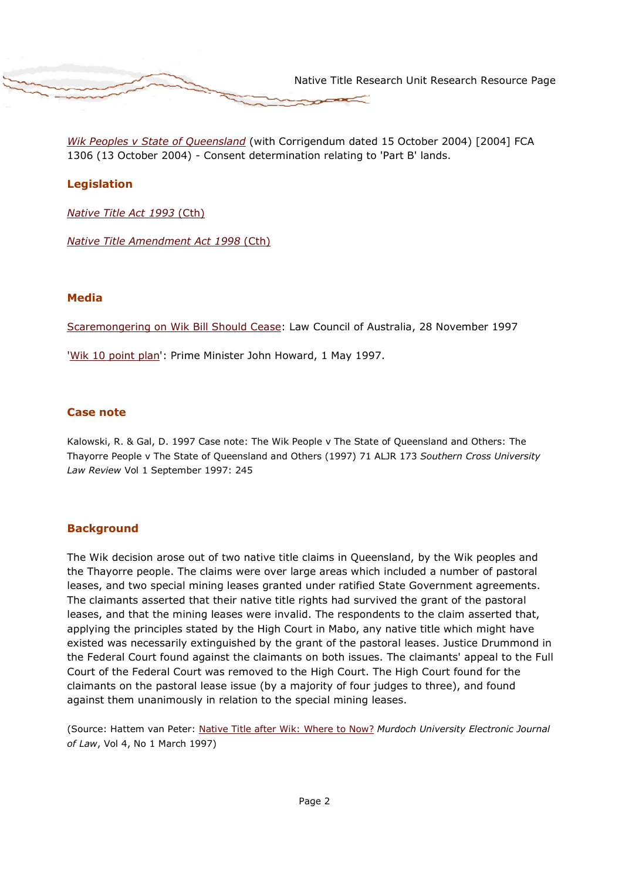*Wik Peoples v State of Queensland* (with Corrigendum dated 15 October 2004) [2004] FCA 1306 (13 October 2004) - Consent determination relating to 'Part B' lands.

## Legislation

*Native Title Act 1993* (Cth)

*Native Title Amendment Act 1998* (Cth)

## Media

Scaremongering on Wik Bill Should Cease: Law Council of Australia, 28 November 1997

'Wik 10 point plan': Prime Minister John Howard, 1 May 1997.

## Case note

Kalowski, R. & Gal, D. 1997 Case note: The Wik People v The State of Queensland and Others: The Thayorre People v The State of Queensland and Others (1997) 71 ALJR 173 *Southern Cross University Law Review* Vol 1 September 1997: 245

## Background

The Wik decision arose out of two native title claims in Queensland, by the Wik peoples and the Thayorre people. The claims were over large areas which included a number of pastoral leases, and two special mining leases granted under ratified State Government agreements. The claimants asserted that their native title rights had survived the grant of the pastoral leases, and that the mining leases were invalid. The respondents to the claim asserted that, applying the principles stated by the High Court in Mabo, any native title which might have existed was necessarily extinguished by the grant of the pastoral leases. Justice Drummond in the Federal Court found against the claimants on both issues. The claimants' appeal to the Full Court of the Federal Court was removed to the High Court. The High Court found for the claimants on the pastoral lease issue (by a majority of four judges to three), and found against them unanimously in relation to the special mining leases.

(Source: Hattem van Peter: Native Title after Wik: Where to Now? *Murdoch University Electronic Journal of Law*, Vol 4, No 1 March 1997)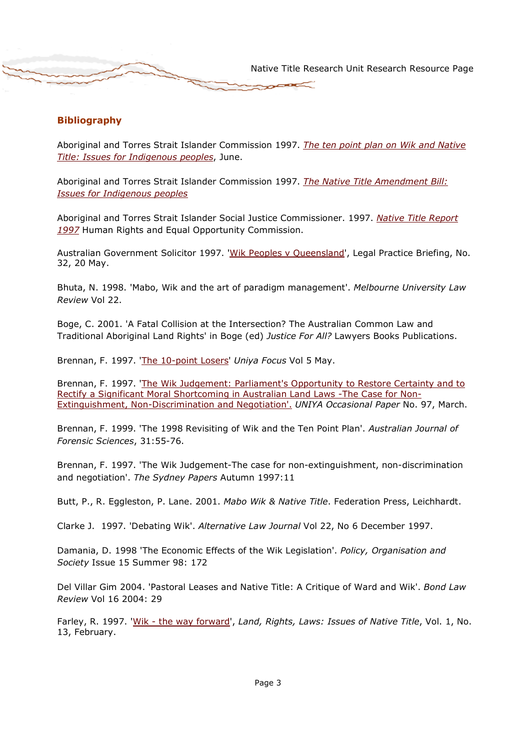## Bibliography

Aboriginal and Torres Strait Islander Commission 1997. *The ten point plan on Wik and Native Title: Issues for Indigenous peoples*, June.

Aboriginal and Torres Strait Islander Commission 1997. *The Native Title Amendment Bill: Issues for Indigenous peoples*

Aboriginal and Torres Strait Islander Social Justice Commissioner. 1997. *Native Title Report 1997* Human Rights and Equal Opportunity Commission.

Australian Government Solicitor 1997. 'Wik Peoples v Queensland', Legal Practice Briefing, No. 32, 20 May.

Bhuta, N. 1998. 'Mabo, Wik and the art of paradigm management'. *Melbourne University Law Review* Vol 22.

Boge, C. 2001. 'A Fatal Collision at the Intersection? The Australian Common Law and Traditional Aboriginal Land Rights' in Boge (ed) *Justice For All?* Lawyers Books Publications.

Brennan, F. 1997. 'The 10-point Losers' *Uniya Focus* Vol 5 May.

Brennan, F. 1997. 'The Wik Judgement: Parliament's Opportunity to Restore Certainty and to Rectify a Significant Moral Shortcoming in Australian Land Laws -The Case for Non-Extinguishment, Non-Discrimination and Negotiation'. *UNIYA Occasional Paper* No. 97, March.

Brennan, F. 1999. 'The 1998 Revisiting of Wik and the Ten Point Plan'. *Australian Journal of Forensic Sciences*, 31:55-76.

Brennan, F. 1997. 'The Wik Judgement-The case for non-extinguishment, non-discrimination and negotiation'. *The Sydney Papers* Autumn 1997:11

Butt, P., R. Eggleston, P. Lane. 2001. *Mabo Wik & Native Title*. Federation Press, Leichhardt.

Clarke J. 1997. 'Debating Wik'. *Alternative Law Journal* Vol 22, No 6 December 1997.

Damania, D. 1998 'The Economic Effects of the Wik Legislation'. *Policy, Organisation and Society* Issue 15 Summer 98: 172

Del Villar Gim 2004. 'Pastoral Leases and Native Title: A Critique of Ward and Wik'. *Bond Law Review* Vol 16 2004: 29

Farley, R. 1997. 'Wik - the way forward', *Land, Rights, Laws: Issues of Native Title*, Vol. 1, No. 13, February.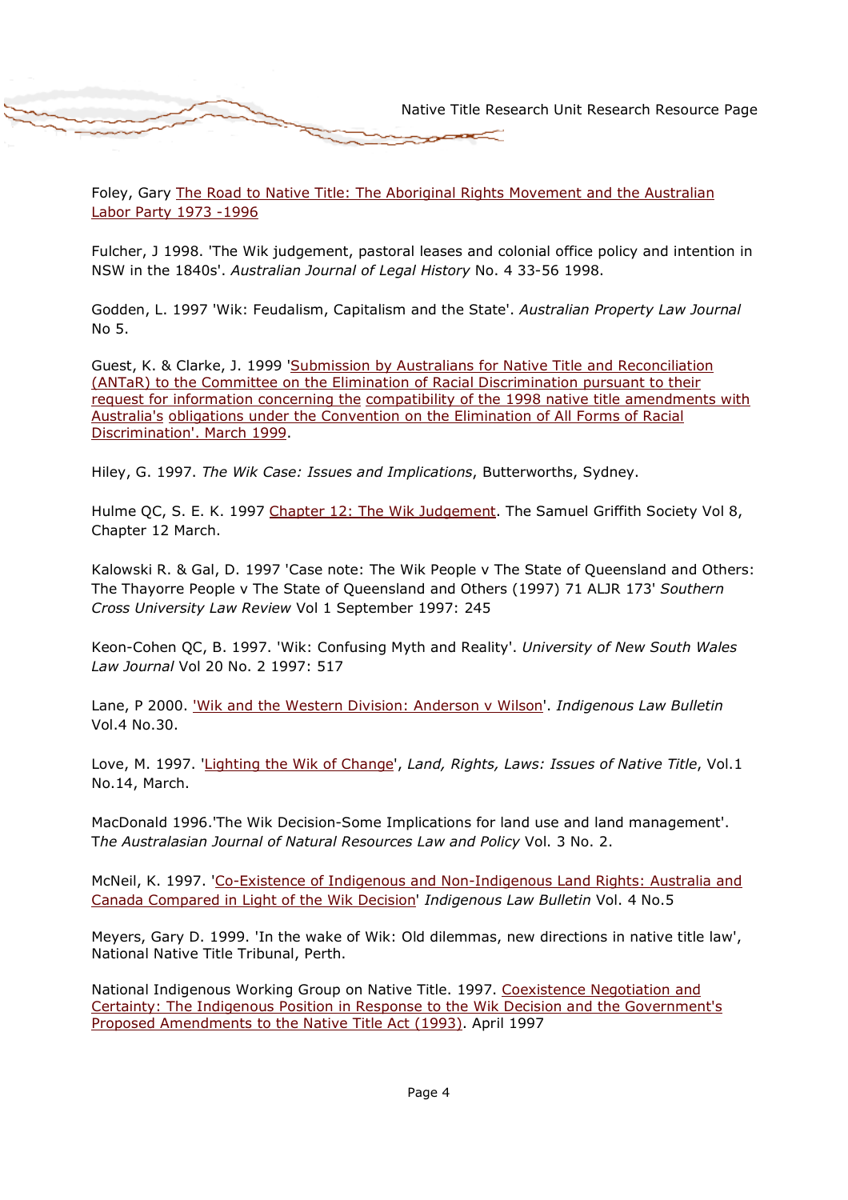Foley, Gary The Road to Native Title: The Aboriginal Rights Movement and the Australian Labor Party 1973 -1996

Fulcher, J 1998. 'The Wik judgement, pastoral leases and colonial office policy and intention in NSW in the 1840s'. *Australian Journal of Legal History* No. 4 33-56 1998.

Godden, L. 1997 'Wik: Feudalism, Capitalism and the State'. *Australian Property Law Journal* No 5.

Guest, K. & Clarke, J. 1999 'Submission by Australians for Native Title and Reconciliation (ANTaR) to the Committee on the Elimination of Racial Discrimination pursuant to their request for information concerning the compatibility of the 1998 native title amendments with Australia's obligations under the Convention on the Elimination of All Forms of Racial Discrimination'. March 1999.

Hiley, G. 1997. *The Wik Case: Issues and Implications*, Butterworths, Sydney.

Hulme QC, S. E. K. 1997 Chapter 12: The Wik Judgement. The Samuel Griffith Society Vol 8, Chapter 12 March.

Kalowski R. & Gal, D. 1997 'Case note: The Wik People v The State of Queensland and Others: The Thayorre People v The State of Queensland and Others (1997) 71 ALJR 173' *Southern Cross University Law Review* Vol 1 September 1997: 245

Keon-Cohen QC, B. 1997. 'Wik: Confusing Myth and Reality'. *University of New South Wales Law Journal* Vol 20 No. 2 1997: 517

Lane, P 2000. 'Wik and the Western Division: Anderson v Wilson'. *Indigenous Law Bulletin* Vol.4 No.30.

Love, M. 1997. 'Lighting the Wik of Change', *Land, Rights, Laws: Issues of Native Title*, Vol.1 No.14, March.

MacDonald 1996.'The Wik Decision-Some Implications for land use and land management'. T*he Australasian Journal of Natural Resources Law and Policy* Vol. 3 No. 2.

McNeil, K. 1997. 'Co-Existence of Indigenous and Non-Indigenous Land Rights: Australia and Canada Compared in Light of the Wik Decision' *Indigenous Law Bulletin* Vol. 4 No.5

Meyers, Gary D. 1999. 'In the wake of Wik: Old dilemmas, new directions in native title law', National Native Title Tribunal, Perth.

National Indigenous Working Group on Native Title. 1997. Coexistence Negotiation and Certainty: The Indigenous Position in Response to the Wik Decision and the Government's Proposed Amendments to the Native Title Act (1993). April 1997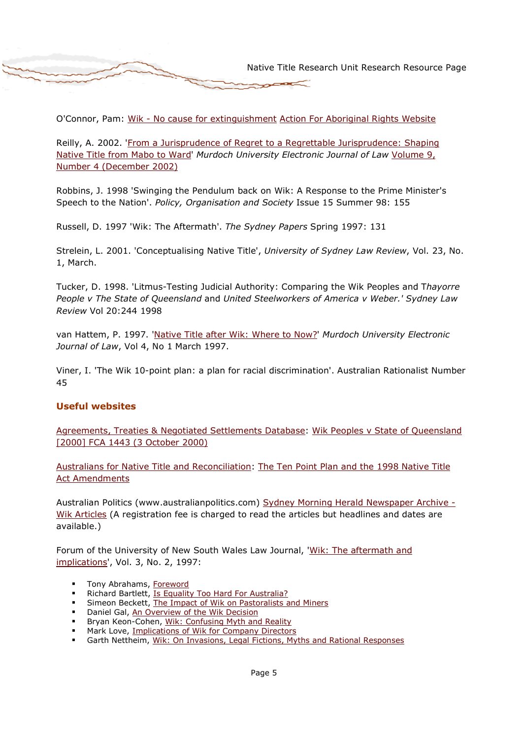O'Connor, Pam: Wik - No cause for extinguishment Action For Aboriginal Rights Website

Reilly, A. 2002. 'From a Jurisprudence of Regret to a Regrettable Jurisprudence: Shaping Native Title from Mabo to Ward' *Murdoch University Electronic Journal of Law* Volume 9, Number 4 (December 2002)

Robbins, J. 1998 'Swinging the Pendulum back on Wik: A Response to the Prime Minister's Speech to the Nation'. *Policy, Organisation and Society* Issue 15 Summer 98: 155

Russell, D. 1997 'Wik: The Aftermath'. *The Sydney Papers* Spring 1997: 131

Strelein, L. 2001. 'Conceptualising Native Title', *University of Sydney Law Review*, Vol. 23, No. 1, March.

Tucker, D. 1998. 'Litmus-Testing Judicial Authority: Comparing the Wik Peoples and T*hayorre People v The State of Queensland* and *United Steelworkers of America v Weber.' Sydney Law Review* Vol 20:244 1998

van Hattem, P. 1997. 'Native Title after Wik: Where to Now?' *Murdoch University Electronic Journal of Law*, Vol 4, No 1 March 1997.

Viner, I. 'The Wik 10-point plan: a plan for racial discrimination'. Australian Rationalist Number 45

## Useful websites

Agreements, Treaties & Negotiated Settlements Database: Wik Peoples v State of Queensland [2000] FCA 1443 (3 October 2000)

Australians for Native Title and Reconciliation: The Ten Point Plan and the 1998 Native Title Act Amendments

Australian Politics (www.australianpolitics.com) Sydney Morning Herald Newspaper Archive - Wik Articles (A registration fee is charged to read the articles but headlines and dates are available.)

Forum of the University of New South Wales Law Journal, 'Wik: The aftermath and implications', Vol. 3, No. 2, 1997:

- Tony Abrahams, Foreword
- Richard Bartlett, Is Equality Too Hard For Australia?
- Simeon Beckett, The Impact of Wik on Pastoralists and Miners
- Daniel Gal, An Overview of the Wik Decision
- Bryan Keon-Cohen, Wik: Confusing Myth and Reality
- Mark Love, Implications of Wik for Company Directors
- Garth Nettheim, Wik: On Invasions, Legal Fictions, Myths and Rational Responses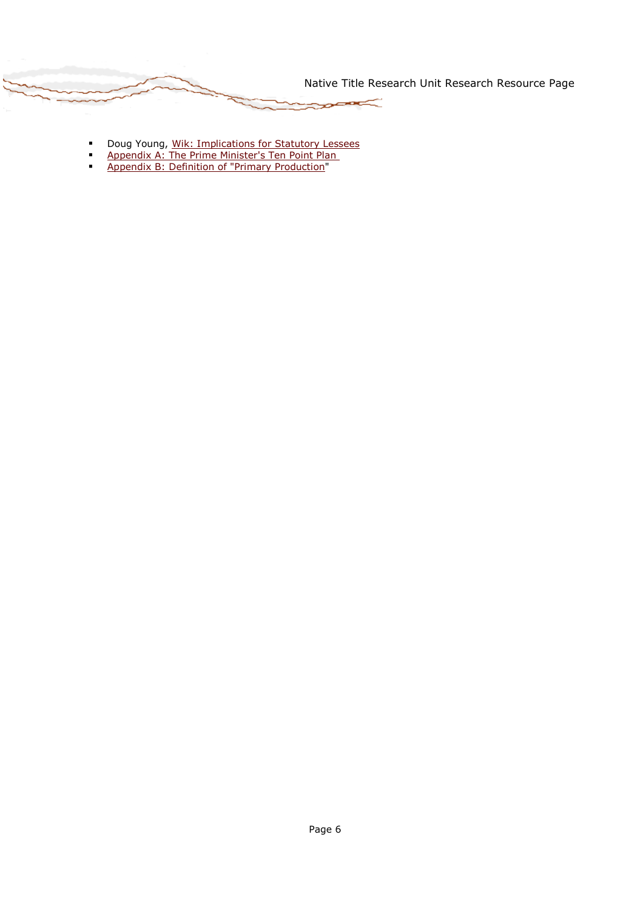- Doug Young, Wik: Implications for Statutory Lessees
- Appendix A: The Prime Minister's Ten Point Plan
- Appendix B: Definition of "Primary Production"